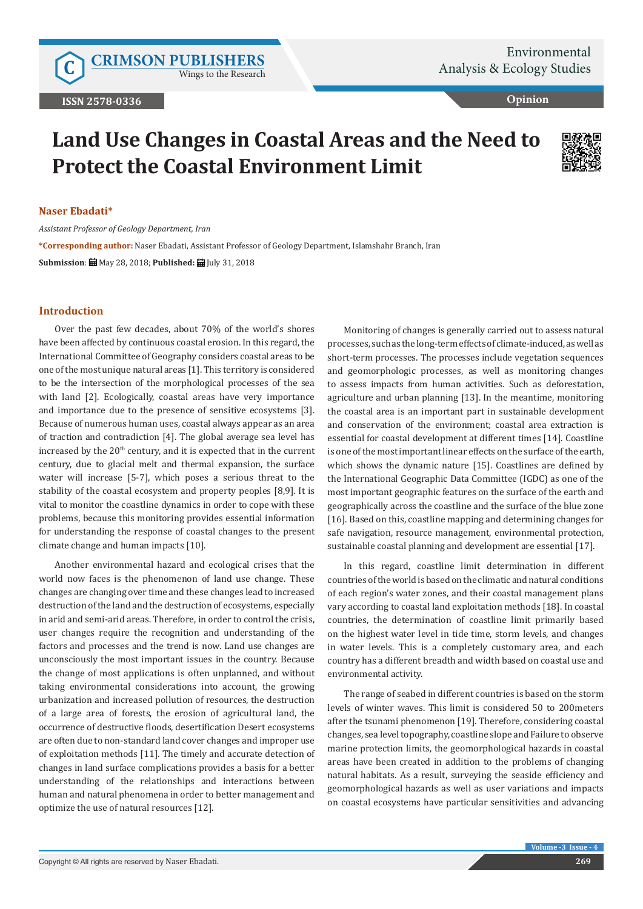# Land Use Changes in Coastal Areas and the Need to Protect the Coastal Environment Limit

**Naser Ebadati***

*Assistant Professor of Geology Department, Iran*

**\*Corresponding author:** Naser Ebadati, Assistant Professor of Geology Department, Islamshahr Branch, Iran

**Submission**: May 28, 2018; **Published:** July 31, 2018

## Introduction

Over the past few decades, about 70% of the world's shores have been affected by continuous coastal erosion. In this regard, the International Committee of Geography considers coastal areas to be one of the most unique natural areas [1]. This territory is considered to be the intersection of the morphological processes of the sea with land [2]. Ecologically, coastal areas have very importance and importance due to the presence of sensitive ecosystems [3]. Because of numerous human uses, coastal always appear as an area of traction and contradiction [4]. The global average sea level has increased by the 20th century, and it is expected that in the current century, due to glacial melt and thermal expansion, the surface water will increase [5-7], which poses a serious threat to the stability of the coastal ecosystem and property peoples [8,9]. It is vital to monitor the coastline dynamics in order to cope with these problems, because this monitoring provides essential information for understanding the response of coastal changes to the present climate change and human impacts [10].

Another environmental hazard and ecological crises that the world now faces is the phenomenon of land use change. These changes are changing over time and these changes lead to increased destruction of the land and the destruction of ecosystems, especially in arid and semi-arid areas. Therefore, in order to control the crisis, user changes require the recognition and understanding of the factors and processes and the trend is now. Land use changes are unconsciously the most important issues in the country. Because the change of most applications is often unplanned, and without taking environmental considerations into account, the growing urbanization and increased pollution of resources, the destruction of a large area of forests, the erosion of agricultural land, the occurrence of destructive floods, desertification Desert ecosystems are often due to non-standard land cover changes and improper use of exploitation methods [11]. The timely and accurate detection of changes in land surface complications provides a basis for a better understanding of the relationships and interactions between human and natural phenomena in order to better management and optimize the use of natural resources [12].

Monitoring of changes is generally carried out to assess natural processes, such as the long-term effects of climate-induced, as well as short-term processes. The processes include vegetation sequences and geomorphologic processes, as well as monitoring changes to assess impacts from human activities. Such as deforestation, agriculture and urban planning [13]. In the meantime, monitoring the coastal area is an important part in sustainable development and conservation of the environment; coastal area extraction is essential for coastal development at different times [14]. Coastline is one of the most important linear effects on the surface of the earth, which shows the dynamic nature [15]. Coastlines are defined by the International Geographic Data Committee (IGDC) as one of the most important geographic features on the surface of the earth and geographically across the coastline and the surface of the blue zone [16]. Based on this, coastline mapping and determining changes for safe navigation, resource management, environmental protection, sustainable coastal planning and development are essential [17].

In this regard, coastline limit determination in different countries of the world is based on the climatic and natural conditions of each region's water zones, and their coastal management plans vary according to coastal land exploitation methods [18]. In coastal countries, the determination of coastline limit primarily based on the highest water level in tide time, storm levels, and changes in water levels. This is a completely customary area, and each country has a different breadth and width based on coastal use and environmental activity.

The range of seabed in different countries is based on the storm levels of winter waves. This limit is considered 50 to 200meters after the tsunami phenomenon [19]. Therefore, considering coastal changes, sea level topography, coastline slope and Failure to observe marine protection limits, the geomorphological hazards in coastal areas have been created in addition to the problems of changing natural habitats. As a result, surveying the seaside efficiency and geomorphological hazards as well as user variations and impacts on coastal ecosystems have particular sensitivities and advancing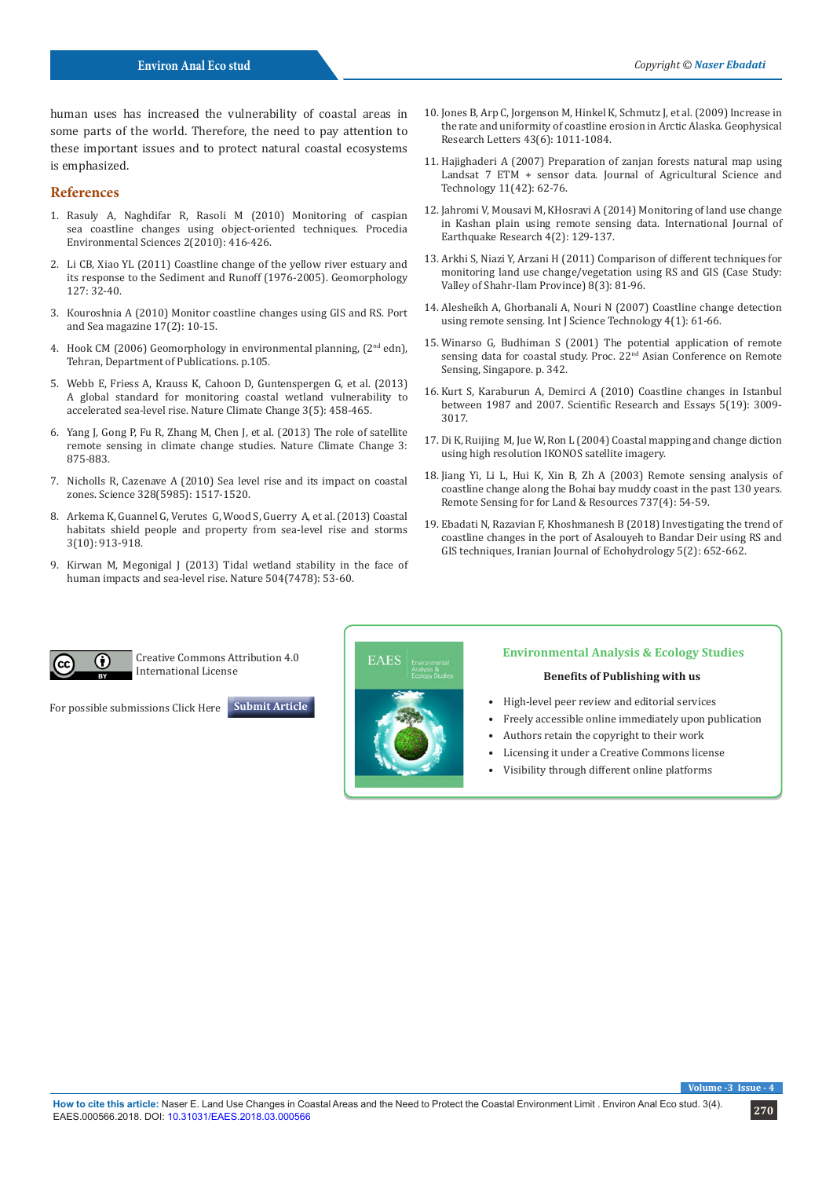human uses has increased the vulnerability of coastal areas in some parts of the world. Therefore, the need to pay attention to these important issues and to protect natural coastal ecosystems is emphasized.

## References

1. Rasuly A, Naghdifar R, Rasoli M (2010) Monitoring of caspian sea coastline changes using object-oriented techniques. Procedia Environmental Sciences 2(2010): 416-426.
2. Li CB, Xiao YL (2011) Coastline change of the yellow river estuary and its response to the Sediment and Runoff (1976-2005). Geomorphology 127: 32-40.
3. Kouroshnia A (2010) Monitor coastline changes using GIS and RS. Port and Sea magazine 17(2): 10-15.
4. Hook CM (2006) Geomorphology in environmental planning, (2nd edn), Tehran, Department of Publications. p.105.
5. Webb E, Friess A, Krauss K, Cahoon D, Guntenspergen G, et al. (2013) A global standard for monitoring coastal wetland vulnerability to accelerated sea-level rise. Nature Climate Change 3(5): 458-465.
6. Yang J, Gong P, Fu R, Zhang M, Chen J, et al. (2013) The role of satellite remote sensing in climate change studies. Nature Climate Change 3: 875-883.
7. Nicholls R, Cazenave A (2010) Sea level rise and its impact on coastal zones. Science 328(5985): 1517-1520.
8. Arkema K, Guannel G, Verutes G, Wood S, Guerry A, et al. (2013) Coastal habitats shield people and property from sea-level rise and storms 3(10): 913-918.
9. Kirwan M, Megonigal J (2013) Tidal wetland stability in the face of human impacts and sea-level rise. Nature 504(7478): 53-60.
10. Jones B, Arp C, Jorgenson M, Hinkel K, Schmutz J, et al. (2009) Increase in the rate and uniformity of coastline erosion in Arctic Alaska. Geophysical Research Letters 43(6): 1011-1084.
11. Hajighaderi A (2007) Preparation of zanjan forests natural map using Landsat 7 ETM + sensor data. Journal of Agricultural Science and Technology 11(42): 62-76.
12. Jahromi V, Mousavi M, KHosravi A (2014) Monitoring of land use change in Kashan plain using remote sensing data. International Journal of Earthquake Research 4(2): 129-137.
13. Arkhi S, Niazi Y, Arzani H (2011) Comparison of different techniques for monitoring land use change/vegetation using RS and GIS (Case Study: Valley of Shahr-Ilam Province) 8(3): 81-96.
14. Alesheikh A, Ghorbanali A, Nouri N (2007) Coastline change detection using remote sensing. Int J Science Technology 4(1): 61-66.
15. Winarso G, Budhiman S (2001) The potential application of remote sensing data for coastal study. Proc. 22nd Asian Conference on Remote Sensing, Singapore. p. 342.
16. Kurt S, Karaburun A, Demirci A (2010) Coastline changes in Istanbul between 1987 and 2007. Scientific Research and Essays 5(19): 3009-3017.
17. Di K, Ruijing M, Jue W, Ron L (2004) Coastal mapping and change diction using high resolution IKONOS satellite imagery.
18. Jiang Yi, Li L, Hui K, Xin B, Zh A (2003) Remote sensing analysis of coastline change along the Bohai bay muddy coast in the past 130 years. Remote Sensing for for Land & Resources 737(4): 54-59.
19. Ebadati N, Razavian F, Khoshmanesh B (2018) Investigating the trend of coastline changes in the port of Asalouyeh to Bandar Deir using RS and GIS techniques, Iranian Journal of Echohydrology 5(2): 652-662.

Creative Commons Attribution 4.0 International License

For possible submissions Click Here **Submit Article**

**Environmental Analysis & Ecology Studies**

**Benefits of Publishing with us**

- High-level peer review and editorial services
- Freely accessible online immediately upon publication
- Authors retain the copyright to their work
- Licensing it under a Creative Commons license
- Visibility through different online platforms

**How to cite this article:** Naser E. Land Use Changes in Coastal Areas and the Need to Protect the Coastal Environment Limit . Environ Anal Eco stud. 3(4). EAES.000566.2018. DOI: 10.31031/EAES.2018.03.000566